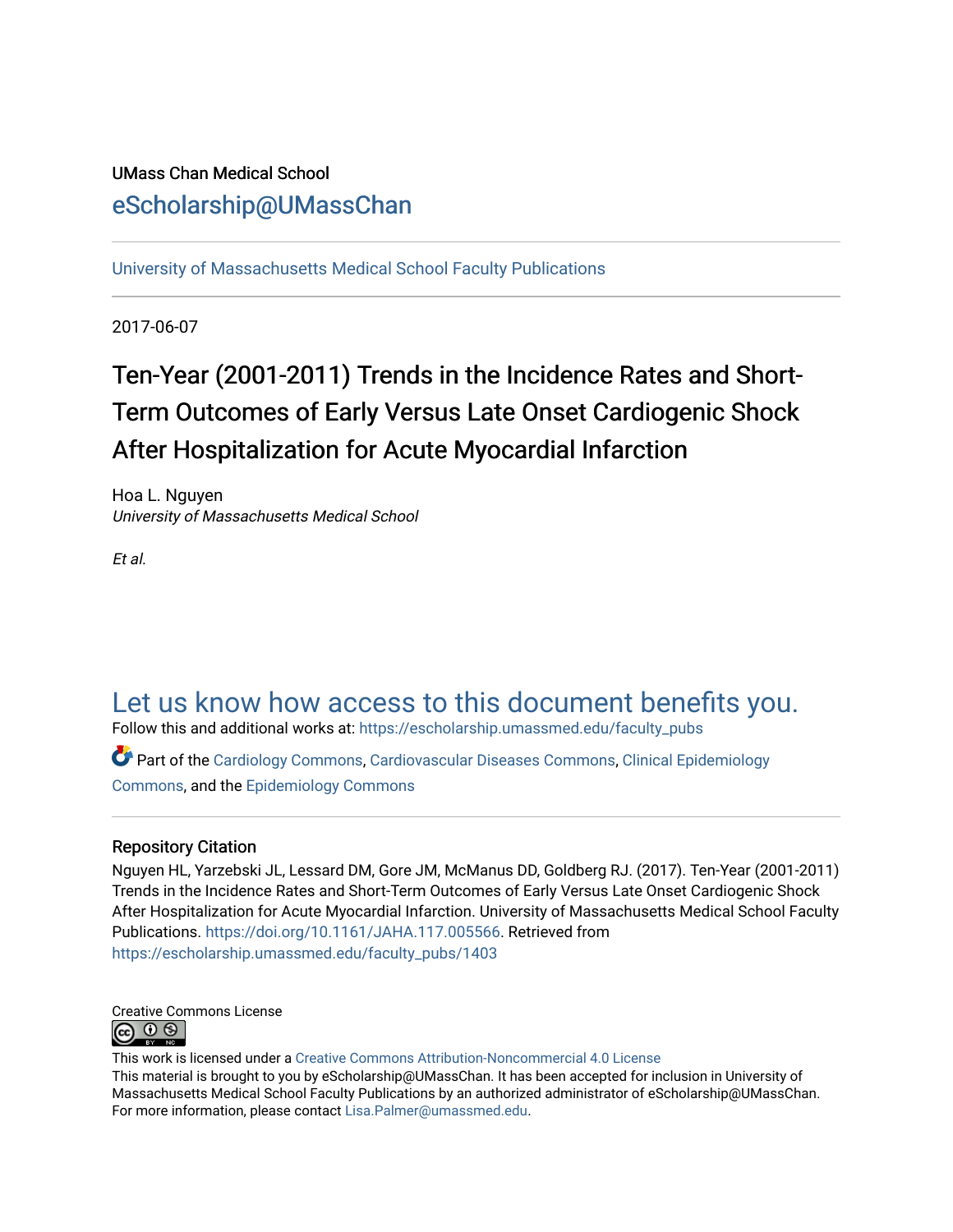UMass Chan Medical School

## eScholarship@UMassChan

University of Massachusetts Medical School Faculty Publications

2017-06-07

# Ten-Year (2001-2011) Trends in the Incidence Rates and Short-Term Outcomes of Early Versus Late Onset Cardiogenic Shock After Hospitalization for Acute Myocardial Infarction

Hoa L. Nguyen
*University of Massachusetts Medical School*

*Et al.*

## Let us know how access to this document benefits you.

Follow this and additional works at: https://escholarship.umassmed.edu/faculty_pubs

Part of the Cardiology Commons, Cardiovascular Diseases Commons, Clinical Epidemiology Commons, and the Epidemiology Commons

### Repository Citation

Nguyen HL, Yarzebski JL, Lessard DM, Gore JM, McManus DD, Goldberg RJ. (2017). Ten-Year (2001-2011) Trends in the Incidence Rates and Short-Term Outcomes of Early Versus Late Onset Cardiogenic Shock After Hospitalization for Acute Myocardial Infarction. University of Massachusetts Medical School Faculty Publications. https://doi.org/10.1161/JAHA.117.005566. Retrieved from https://escholarship.umassmed.edu/faculty_pubs/1403

Creative Commons License

This work is licensed under a Creative Commons Attribution-Noncommercial 4.0 License
This material is brought to you by eScholarship@UMassChan. It has been accepted for inclusion in University of Massachusetts Medical School Faculty Publications by an authorized administrator of eScholarship@UMassChan. For more information, please contact Lisa.Palmer@umassmed.edu.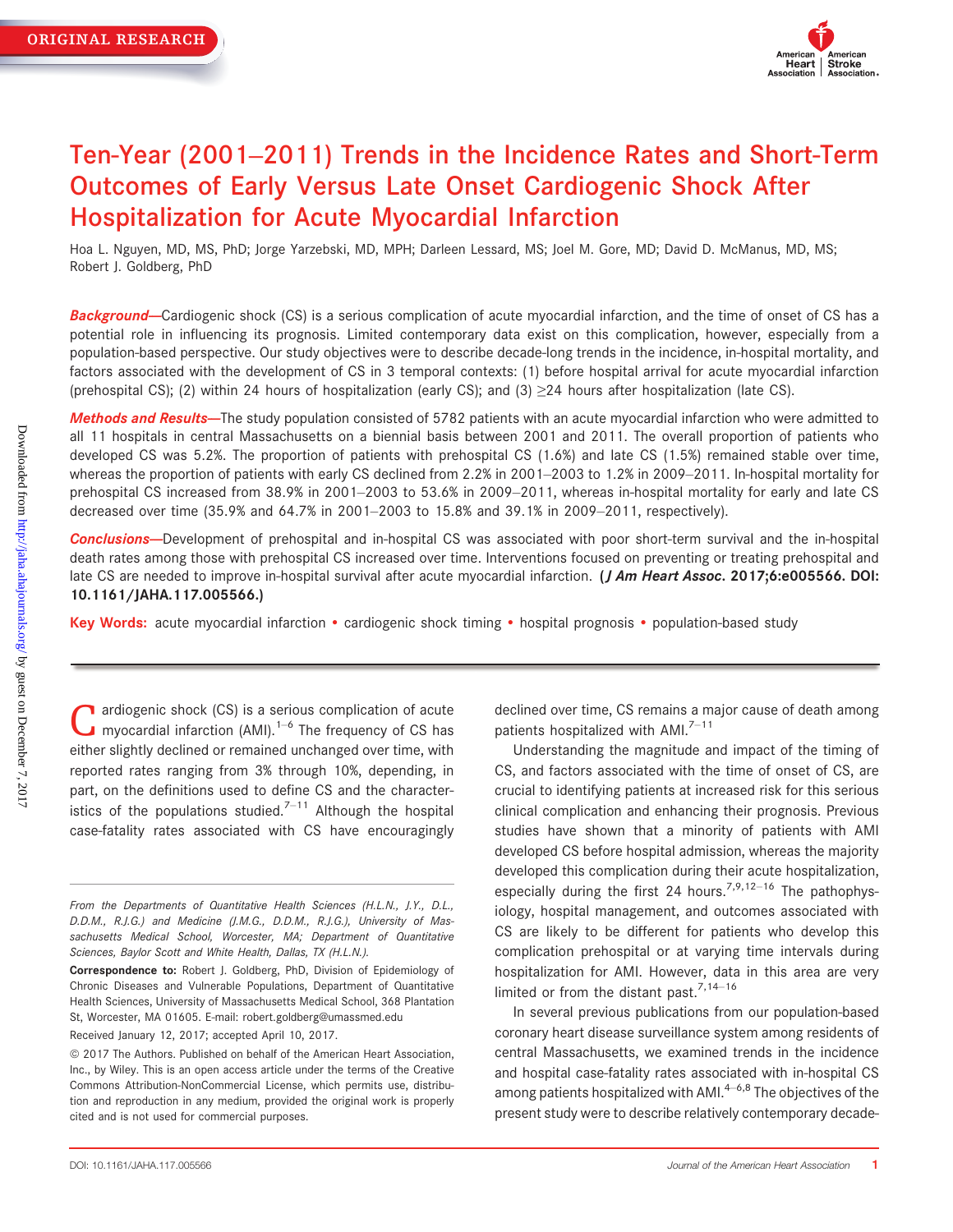# Ten-Year (2001–2011) Trends in the Incidence Rates and Short-Term Outcomes of Early Versus Late Onset Cardiogenic Shock After Hospitalization for Acute Myocardial Infarction

Hoa L. Nguyen, MD, MS, PhD; Jorge Yarzebski, MD, MPH; Darleen Lessard, MS; Joel M. Gore, MD; David D. McManus, MD, MS; Robert J. Goldberg, PhD

***Background*****—**Cardiogenic shock (CS) is a serious complication of acute myocardial infarction, and the time of onset of CS has a potential role in influencing its prognosis. Limited contemporary data exist on this complication, however, especially from a population-based perspective. Our study objectives were to describe decade-long trends in the incidence, in-hospital mortality, and factors associated with the development of CS in 3 temporal contexts: (1) before hospital arrival for acute myocardial infarction (prehospital CS); (2) within 24 hours of hospitalization (early CS); and (3) ≥24 hours after hospitalization (late CS).

***Methods and Results*****—**The study population consisted of 5782 patients with an acute myocardial infarction who were admitted to all 11 hospitals in central Massachusetts on a biennial basis between 2001 and 2011. The overall proportion of patients who developed CS was 5.2%. The proportion of patients with prehospital CS (1.6%) and late CS (1.5%) remained stable over time, whereas the proportion of patients with early CS declined from 2.2% in 2001–2003 to 1.2% in 2009–2011. In-hospital mortality for prehospital CS increased from 38.9% in 2001–2003 to 53.6% in 2009–2011, whereas in-hospital mortality for early and late CS decreased over time (35.9% and 64.7% in 2001–2003 to 15.8% and 39.1% in 2009–2011, respectively).

***Conclusions*****—**Development of prehospital and in-hospital CS was associated with poor short-term survival and the in-hospital death rates among those with prehospital CS increased over time. Interventions focused on preventing or treating prehospital and late CS are needed to improve in-hospital survival after acute myocardial infarction. **(*J Am Heart Assoc*. 2017;6:e005566. DOI: 10.1161/JAHA.117.005566.)**

**Key Words:** acute myocardial infarction • cardiogenic shock timing • hospital prognosis • population-based study

Cardiogenic shock (CS) is a serious complication of acute myocardial infarction (AMI).[1–6] The frequency of CS has either slightly declined or remained unchanged over time, with reported rates ranging from 3% through 10%, depending, in part, on the definitions used to define CS and the characteristics of the populations studied.[7–11] Although the hospital case-fatality rates associated with CS have encouragingly declined over time, CS remains a major cause of death among patients hospitalized with AMI.[7–11]

Understanding the magnitude and impact of the timing of CS, and factors associated with the time of onset of CS, are crucial to identifying patients at increased risk for this serious clinical complication and enhancing their prognosis. Previous studies have shown that a minority of patients with AMI developed CS before hospital admission, whereas the majority developed this complication during their acute hospitalization, especially during the first 24 hours.[7,9,12–16] The pathophysiology, hospital management, and outcomes associated with CS are likely to be different for patients who develop this complication prehospital or at varying time intervals during hospitalization for AMI. However, data in this area are very limited or from the distant past.[7,14–16]

In several previous publications from our population-based coronary heart disease surveillance system among residents of central Massachusetts, we examined trends in the incidence and hospital case-fatality rates associated with in-hospital CS among patients hospitalized with AMI.[4–6,8] The objectives of the present study were to describe relatively contemporary decade-

*From the Departments of Quantitative Health Sciences (H.L.N., J.Y., D.L., D.D.M., R.J.G.) and Medicine (J.M.G., D.D.M., R.J.G.), University of Massachusetts Medical School, Worcester, MA; Department of Quantitative Sciences, Baylor Scott and White Health, Dallas, TX (H.L.N.).*

**Correspondence to:** Robert J. Goldberg, PhD, Division of Epidemiology of Chronic Diseases and Vulnerable Populations, Department of Quantitative Health Sciences, University of Massachusetts Medical School, 368 Plantation St, Worcester, MA 01605. E-mail: robert.goldberg@umassmed.edu

Received January 12, 2017; accepted April 10, 2017.

© 2017 The Authors. Published on behalf of the American Heart Association, Inc., by Wiley. This is an open access article under the terms of the Creative Commons Attribution-NonCommercial License, which permits use, distribution and reproduction in any medium, provided the original work is properly cited and is not used for commercial purposes.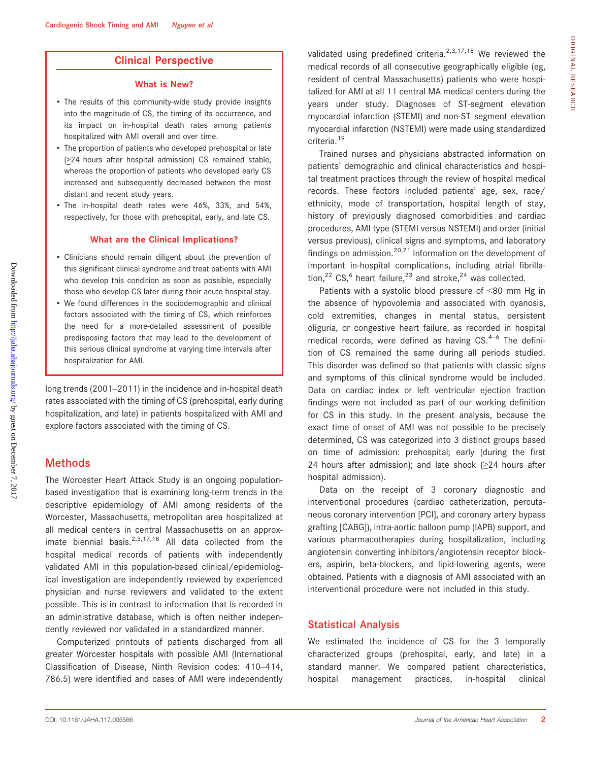## Clinical Perspective

### What is New?

- The results of this community-wide study provide insights into the magnitude of CS, the timing of its occurrence, and its impact on in-hospital death rates among patients hospitalized with AMI overall and over time.
- The proportion of patients who developed prehospital or late (≥24 hours after hospital admission) CS remained stable, whereas the proportion of patients who developed early CS increased and subsequently decreased between the most distant and recent study years.
- The in-hospital death rates were 46%, 33%, and 54%, respectively, for those with prehospital, early, and late CS.

### What are the Clinical Implications?

- Clinicians should remain diligent about the prevention of this significant clinical syndrome and treat patients with AMI who develop this condition as soon as possible, especially those who develop CS later during their acute hospital stay.
- We found differences in the sociodemographic and clinical factors associated with the timing of CS, which reinforces the need for a more-detailed assessment of possible predisposing factors that may lead to the development of this serious clinical syndrome at varying time intervals after hospitalization for AMI.

long trends (2001–2011) in the incidence and in-hospital death rates associated with the timing of CS (prehospital, early during hospitalization, and late) in patients hospitalized with AMI and explore factors associated with the timing of CS.

## Methods

The Worcester Heart Attack Study is an ongoing population-based investigation that is examining long-term trends in the descriptive epidemiology of AMI among residents of the Worcester, Massachusetts, metropolitan area hospitalized at all medical centers in central Massachusetts on an approximate biennial basis.[2,3,17,18] All data collected from the hospital medical records of patients with independently validated AMI in this population-based clinical/epidemiological investigation are independently reviewed by experienced physician and nurse reviewers and validated to the extent possible. This is in contrast to information that is recorded in an administrative database, which is often neither independently reviewed nor validated in a standardized manner.

Computerized printouts of patients discharged from all greater Worcester hospitals with possible AMI (International Classification of Disease, Ninth Revision codes: 410–414, 786.5) were identified and cases of AMI were independently validated using predefined criteria.[2,3,17,18] We reviewed the medical records of all consecutive geographically eligible (eg, resident of central Massachusetts) patients who were hospitalized for AMI at all 11 central MA medical centers during the years under study. Diagnoses of ST-segment elevation myocardial infarction (STEMI) and non-ST segment elevation myocardial infarction (NSTEMI) were made using standardized criteria.[19]

Trained nurses and physicians abstracted information on patients' demographic and clinical characteristics and hospital treatment practices through the review of hospital medical records. These factors included patients' age, sex, race/ethnicity, mode of transportation, hospital length of stay, history of previously diagnosed comorbidities and cardiac procedures, AMI type (STEMI versus NSTEMI) and order (initial versus previous), clinical signs and symptoms, and laboratory findings on admission.[20,21] Information on the development of important in-hospital complications, including atrial fibrillation,[22] CS,[6] heart failure,[23] and stroke,[24] was collected.

Patients with a systolic blood pressure of <80 mm Hg in the absence of hypovolemia and associated with cyanosis, cold extremities, changes in mental status, persistent oliguria, or congestive heart failure, as recorded in hospital medical records, were defined as having CS.[4–6] The definition of CS remained the same during all periods studied. This disorder was defined so that patients with classic signs and symptoms of this clinical syndrome would be included. Data on cardiac index or left ventricular ejection fraction findings were not included as part of our working definition for CS in this study. In the present analysis, because the exact time of onset of AMI was not possible to be precisely determined, CS was categorized into 3 distinct groups based on time of admission: prehospital; early (during the first 24 hours after admission); and late shock (≥24 hours after hospital admission).

Data on the receipt of 3 coronary diagnostic and interventional procedures (cardiac catheterization, percutaneous coronary intervention [PCI], and coronary artery bypass grafting [CABG]), intra-aortic balloon pump (IAPB) support, and various pharmacotherapies during hospitalization, including angiotensin converting inhibitors/angiotensin receptor blockers, aspirin, beta-blockers, and lipid-lowering agents, were obtained. Patients with a diagnosis of AMI associated with an interventional procedure were not included in this study.

### Statistical Analysis

We estimated the incidence of CS for the 3 temporally characterized groups (prehospital, early, and late) in a standard manner. We compared patient characteristics, hospital management practices, in-hospital clinical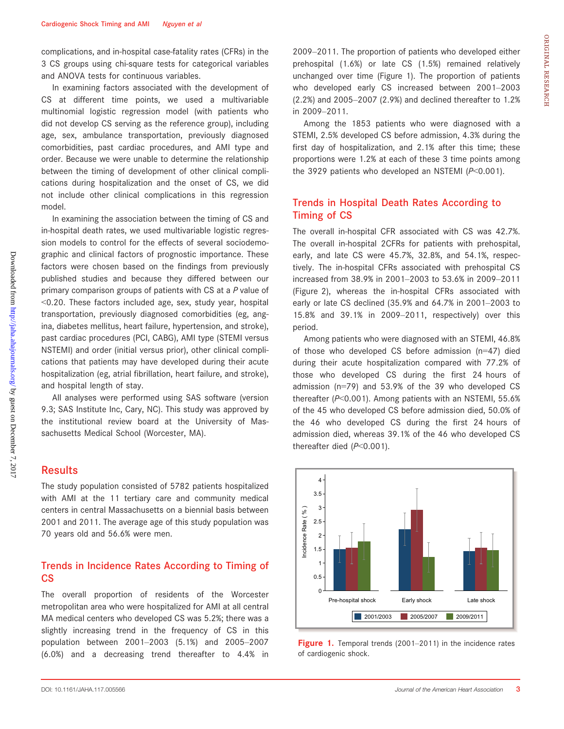complications, and in-hospital case-fatality rates (CFRs) in the 3 CS groups using chi-square tests for categorical variables and ANOVA tests for continuous variables.

In examining factors associated with the development of CS at different time points, we used a multivariable multinomial logistic regression model (with patients who did not develop CS serving as the reference group), including age, sex, ambulance transportation, previously diagnosed comorbidities, past cardiac procedures, and AMI type and order. Because we were unable to determine the relationship between the timing of development of other clinical complications during hospitalization and the onset of CS, we did not include other clinical complications in this regression model.

In examining the association between the timing of CS and in-hospital death rates, we used multivariable logistic regression models to control for the effects of several sociodemographic and clinical factors of prognostic importance. These factors were chosen based on the findings from previously published studies and because they differed between our primary comparison groups of patients with CS at a $P$ value of $<0.20$. These factors included age, sex, study year, hospital transportation, previously diagnosed comorbidities (eg, angina, diabetes mellitus, heart failure, hypertension, and stroke), past cardiac procedures (PCI, CABG), AMI type (STEMI versus NSTEMI) and order (initial versus prior), other clinical complications that patients may have developed during their acute hospitalization (eg, atrial fibrillation, heart failure, and stroke), and hospital length of stay.

All analyses were performed using SAS software (version 9.3; SAS Institute Inc, Cary, NC). This study was approved by the institutional review board at the University of Massachusetts Medical School (Worcester, MA).

## Results

The study population consisted of 5782 patients hospitalized with AMI at the 11 tertiary care and community medical centers in central Massachusetts on a biennial basis between 2001 and 2011. The average age of this study population was 70 years old and 56.6% were men.

### Trends in Incidence Rates According to Timing of CS

The overall proportion of residents of the Worcester metropolitan area who were hospitalized for AMI at all central MA medical centers who developed CS was 5.2%; there was a slightly increasing trend in the frequency of CS in this population between 2001–2003 (5.1%) and 2005–2007 (6.0%) and a decreasing trend thereafter to 4.4% in 2009–2011. The proportion of patients who developed either prehospital (1.6%) or late CS (1.5%) remained relatively unchanged over time (Figure 1). The proportion of patients who developed early CS increased between 2001–2003 (2.2%) and 2005–2007 (2.9%) and declined thereafter to 1.2% in 2009–2011.

Among the 1853 patients who were diagnosed with a STEMI, 2.5% developed CS before admission, 4.3% during the first day of hospitalization, and 2.1% after this time; these proportions were 1.2% at each of these 3 time points among the 3929 patients who developed an NSTEMI ($P<0.001$).

### Trends in Hospital Death Rates According to Timing of CS

The overall in-hospital CFR associated with CS was 42.7%. The overall in-hospital 2CFRs for patients with prehospital, early, and late CS were 45.7%, 32.8%, and 54.1%, respectively. The in-hospital CFRs associated with prehospital CS increased from 38.9% in 2001–2003 to 53.6% in 2009–2011 (Figure 2), whereas the in-hospital CFRs associated with early or late CS declined (35.9% and 64.7% in 2001–2003 to 15.8% and 39.1% in 2009–2011, respectively) over this period.

Among patients who were diagnosed with an STEMI, 46.8% of those who developed CS before admission (n=47) died during their acute hospitalization compared with 77.2% of those who developed CS during the first 24 hours of admission (n=79) and 53.9% of the 39 who developed CS thereafter ($P<0.001$). Among patients with an NSTEMI, 55.6% of the 45 who developed CS before admission died, 50.0% of the 46 who developed CS during the first 24 hours of admission died, whereas 39.1% of the 46 who developed CS thereafter died ($P<0.001$).

**Figure 1.** Temporal trends (2001–2011) in the incidence rates of cardiogenic shock.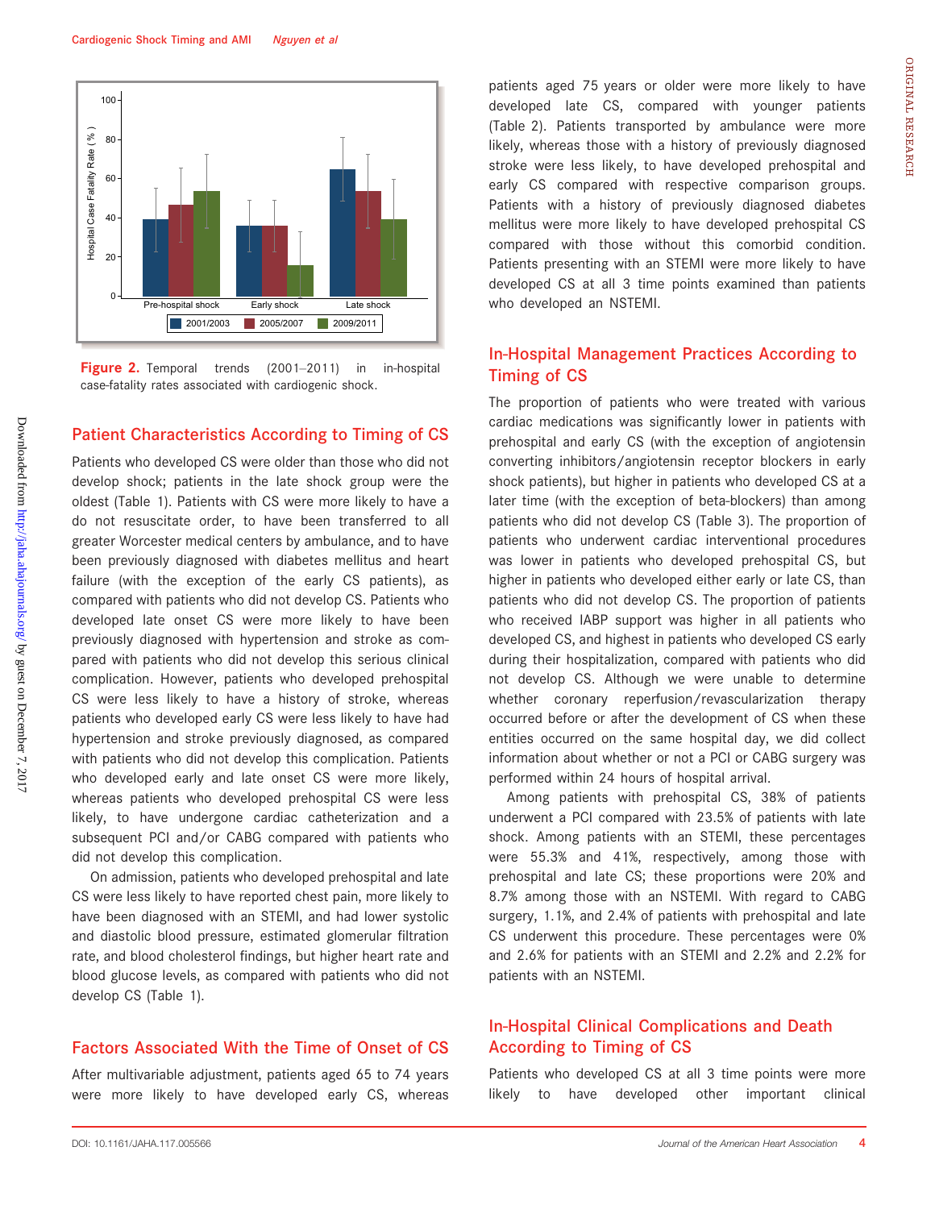100
80
60
40
20
0
Hospital Case Fatality Rate ( % )
Pre-hospital shock
Early shock
Late shock
2001/2003
2005/2007
2009/2011

**Figure 2.** Temporal trends (2001–2011) in in-hospital case-fatality rates associated with cardiogenic shock.

## Patient Characteristics According to Timing of CS

Patients who developed CS were older than those who did not develop shock; patients in the late shock group were the oldest (Table 1). Patients with CS were more likely to have a do not resuscitate order, to have been transferred to all greater Worcester medical centers by ambulance, and to have been previously diagnosed with diabetes mellitus and heart failure (with the exception of the early CS patients), as compared with patients who did not develop CS. Patients who developed late onset CS were more likely to have been previously diagnosed with hypertension and stroke as compared with patients who did not develop this serious clinical complication. However, patients who developed prehospital CS were less likely to have a history of stroke, whereas patients who developed early CS were less likely to have had hypertension and stroke previously diagnosed, as compared with patients who did not develop this complication. Patients who developed early and late onset CS were more likely, whereas patients who developed prehospital CS were less likely, to have undergone cardiac catheterization and a subsequent PCI and/or CABG compared with patients who did not develop this complication.

On admission, patients who developed prehospital and late CS were less likely to have reported chest pain, more likely to have been diagnosed with an STEMI, and had lower systolic and diastolic blood pressure, estimated glomerular filtration rate, and blood cholesterol findings, but higher heart rate and blood glucose levels, as compared with patients who did not develop CS (Table 1).

## Factors Associated With the Time of Onset of CS

After multivariable adjustment, patients aged 65 to 74 years were more likely to have developed early CS, whereas patients aged 75 years or older were more likely to have developed late CS, compared with younger patients (Table 2). Patients transported by ambulance were more likely, whereas those with a history of previously diagnosed stroke were less likely, to have developed prehospital and early CS compared with respective comparison groups. Patients with a history of previously diagnosed diabetes mellitus were more likely to have developed prehospital CS compared with those without this comorbid condition. Patients presenting with an STEMI were more likely to have developed CS at all 3 time points examined than patients who developed an NSTEMI.

## In-Hospital Management Practices According to Timing of CS

The proportion of patients who were treated with various cardiac medications was significantly lower in patients with prehospital and early CS (with the exception of angiotensin converting inhibitors/angiotensin receptor blockers in early shock patients), but higher in patients who developed CS at a later time (with the exception of beta-blockers) than among patients who did not develop CS (Table 3). The proportion of patients who underwent cardiac interventional procedures was lower in patients who developed prehospital CS, but higher in patients who developed either early or late CS, than patients who did not develop CS. The proportion of patients who received IABP support was higher in all patients who developed CS, and highest in patients who developed CS early during their hospitalization, compared with patients who did not develop CS. Although we were unable to determine whether coronary reperfusion/revascularization therapy occurred before or after the development of CS when these entities occurred on the same hospital day, we did collect information about whether or not a PCI or CABG surgery was performed within 24 hours of hospital arrival.

Among patients with prehospital CS, 38% of patients underwent a PCI compared with 23.5% of patients with late shock. Among patients with an STEMI, these percentages were 55.3% and 41%, respectively, among those with prehospital and late CS; these proportions were 20% and 8.7% among those with an NSTEMI. With regard to CABG surgery, 1.1%, and 2.4% of patients with prehospital and late CS underwent this procedure. These percentages were 0% and 2.6% for patients with an STEMI and 2.2% and 2.2% for patients with an NSTEMI.

## In-Hospital Clinical Complications and Death According to Timing of CS

Patients who developed CS at all 3 time points were more likely to have developed other important clinical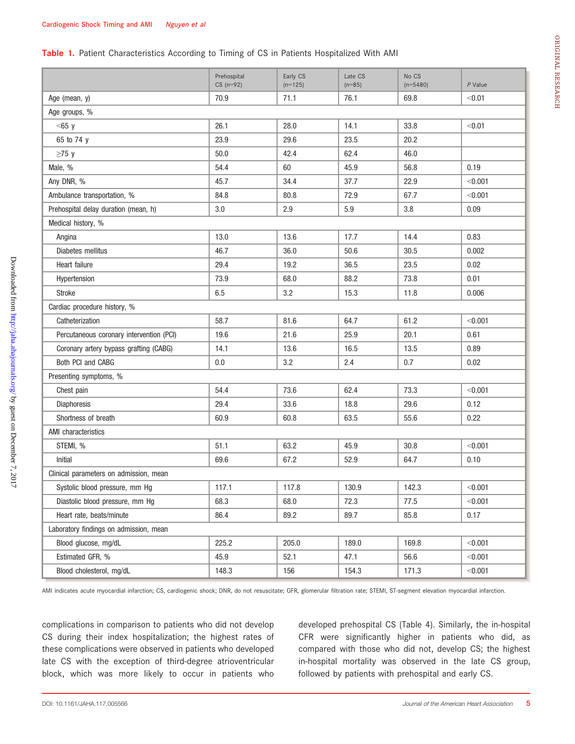**Table 1.** Patient Characteristics According to Timing of CS in Patients Hospitalized With AMI

| | Prehospital CS (n=92) | Early CS (n=125) | Late CS (n=85) | No CS (n=5480) | *P* Value |
|---|---|---|---|---|---|
| Age (mean, y) | 70.9 | 71.1 | 76.1 | 69.8 | <0.01 |
| Age groups, % | | | | | |
| <65 y | 26.1 | 28.0 | 14.1 | 33.8 | <0.01 |
| 65 to 74 y | 23.9 | 29.6 | 23.5 | 20.2 | |
| ≥75 y | 50.0 | 42.4 | 62.4 | 46.0 | |
| Male, % | 54.4 | 60 | 45.9 | 56.8 | 0.19 |
| Any DNR, % | 45.7 | 34.4 | 37.7 | 22.9 | <0.001 |
| Ambulance transportation, % | 84.8 | 80.8 | 72.9 | 67.7 | <0.001 |
| Prehospital delay duration (mean, h) | 3.0 | 2.9 | 5.9 | 3.8 | 0.09 |
| Medical history, % | | | | | |
| Angina | 13.0 | 13.6 | 17.7 | 14.4 | 0.83 |
| Diabetes mellitus | 46.7 | 36.0 | 50.6 | 30.5 | 0.002 |
| Heart failure | 29.4 | 19.2 | 36.5 | 23.5 | 0.02 |
| Hypertension | 73.9 | 68.0 | 88.2 | 73.8 | 0.01 |
| Stroke | 6.5 | 3.2 | 15.3 | 11.8 | 0.006 |
| Cardiac procedure history, % | | | | | |
| Catheterization | 58.7 | 81.6 | 64.7 | 61.2 | <0.001 |
| Percutaneous coronary intervention (PCI) | 19.6 | 21.6 | 25.9 | 20.1 | 0.61 |
| Coronary artery bypass grafting (CABG) | 14.1 | 13.6 | 16.5 | 13.5 | 0.89 |
| Both PCI and CABG | 0.0 | 3.2 | 2.4 | 0.7 | 0.02 |
| Presenting symptoms, % | | | | | |
| Chest pain | 54.4 | 73.6 | 62.4 | 73.3 | <0.001 |
| Diaphoresis | 29.4 | 33.6 | 18.8 | 29.6 | 0.12 |
| Shortness of breath | 60.9 | 60.8 | 63.5 | 55.6 | 0.22 |
| AMI characteristics | | | | | |
| STEMI, % | 51.1 | 63.2 | 45.9 | 30.8 | <0.001 |
| Initial | 69.6 | 67.2 | 52.9 | 64.7 | 0.10 |
| Clinical parameters on admission, mean | | | | | |
| Systolic blood pressure, mm Hg | 117.1 | 117.8 | 130.9 | 142.3 | <0.001 |
| Diastolic blood pressure, mm Hg | 68.3 | 68.0 | 72.3 | 77.5 | <0.001 |
| Heart rate, beats/minute | 86.4 | 89.2 | 89.7 | 85.8 | 0.17 |
| Laboratory findings on admission, mean | | | | | |
| Blood glucose, mg/dL | 225.2 | 205.0 | 189.0 | 169.8 | <0.001 |
| Estimated GFR, % | 45.9 | 52.1 | 47.1 | 56.6 | <0.001 |
| Blood cholesterol, mg/dL | 148.3 | 156 | 154.3 | 171.3 | <0.001 |

AMI indicates acute myocardial infarction; CS, cardiogenic shock; DNR, do not resuscitate; GFR, glomerular filtration rate; STEMI, ST-segment elevation myocardial infarction.

complications in comparison to patients who did not develop CS during their index hospitalization; the highest rates of these complications were observed in patients who developed late CS with the exception of third-degree atrioventricular block, which was more likely to occur in patients who developed prehospital CS (Table 4). Similarly, the in-hospital CFR were significantly higher in patients who did, as compared with those who did not, develop CS; the highest in-hospital mortality was observed in the late CS group, followed by patients with prehospital and early CS.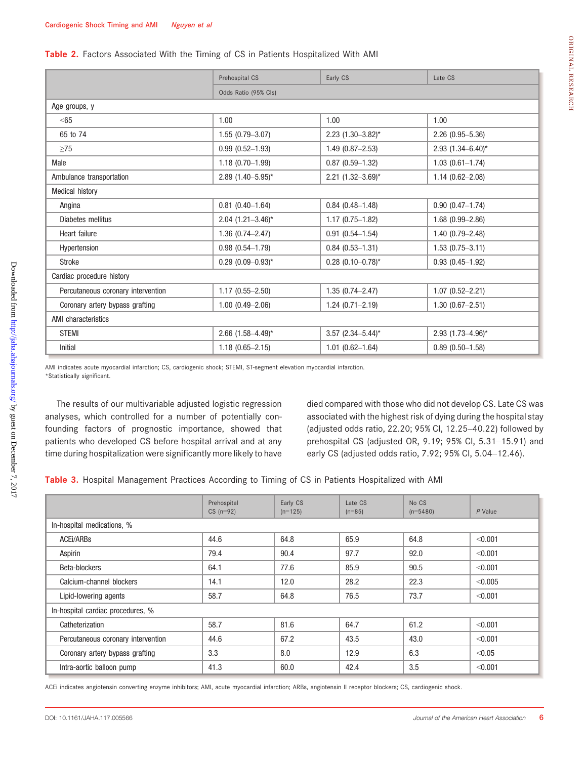**Table 2.** Factors Associated With the Timing of CS in Patients Hospitalized With AMI

| | Prehospital CS | Early CS | Late CS |
|---|---|---|---|
| | Odds Ratio (95% CIs) | | |
| Age groups, y | | | |
| <65 | 1.00 | 1.00 | 1.00 |
| 65 to 74 | 1.55 (0.79–3.07) | 2.23 (1.30–3.82)* | 2.26 (0.95–5.36) |
| ≥75 | 0.99 (0.52–1.93) | 1.49 (0.87–2.53) | 2.93 (1.34–6.40)* |
| Male | 1.18 (0.70–1.99) | 0.87 (0.59–1.32) | 1.03 (0.61–1.74) |
| Ambulance transportation | 2.89 (1.40–5.95)* | 2.21 (1.32–3.69)* | 1.14 (0.62–2.08) |
| Medical history | | | |
| Angina | 0.81 (0.40–1.64) | 0.84 (0.48–1.48) | 0.90 (0.47–1.74) |
| Diabetes mellitus | 2.04 (1.21–3.46)* | 1.17 (0.75–1.82) | 1.68 (0.99–2.86) |
| Heart failure | 1.36 (0.74–2.47) | 0.91 (0.54–1.54) | 1.40 (0.79–2.48) |
| Hypertension | 0.98 (0.54–1.79) | 0.84 (0.53–1.31) | 1.53 (0.75–3.11) |
| Stroke | 0.29 (0.09–0.93)* | 0.28 (0.10–0.78)* | 0.93 (0.45–1.92) |
| Cardiac procedure history | | | |
| Percutaneous coronary intervention | 1.17 (0.55–2.50) | 1.35 (0.74–2.47) | 1.07 (0.52–2.21) |
| Coronary artery bypass grafting | 1.00 (0.49–2.06) | 1.24 (0.71–2.19) | 1.30 (0.67–2.51) |
| AMI characteristics | | | |
| STEMI | 2.66 (1.58–4.49)* | 3.57 (2.34–5.44)* | 2.93 (1.73–4.96)* |
| Initial | 1.18 (0.65–2.15) | 1.01 (0.62–1.64) | 0.89 (0.50–1.58) |

AMI indicates acute myocardial infarction; CS, cardiogenic shock; STEMI, ST-segment elevation myocardial infarction.
*Statistically significant.

The results of our multivariable adjusted logistic regression analyses, which controlled for a number of potentially confounding factors of prognostic importance, showed that patients who developed CS before hospital arrival and at any time during hospitalization were significantly more likely to have died compared with those who did not develop CS. Late CS was associated with the highest risk of dying during the hospital stay (adjusted odds ratio, 22.20; 95% CI, 12.25–40.22) followed by prehospital CS (adjusted OR, 9.19; 95% CI, 5.31–15.91) and early CS (adjusted odds ratio, 7.92; 95% CI, 5.04–12.46).

**Table 3.** Hospital Management Practices According to Timing of CS in Patients Hospitalized with AMI

| | Prehospital CS (n=92) | Early CS (n=125) | Late CS (n=85) | No CS (n=5480) | *P* Value |
|---|---|---|---|---|---|
| In-hospital medications, % | | | | | |
| ACEi/ARBs | 44.6 | 64.8 | 65.9 | 64.8 | <0.001 |
| Aspirin | 79.4 | 90.4 | 97.7 | 92.0 | <0.001 |
| Beta-blockers | 64.1 | 77.6 | 85.9 | 90.5 | <0.001 |
| Calcium-channel blockers | 14.1 | 12.0 | 28.2 | 22.3 | <0.005 |
| Lipid-lowering agents | 58.7 | 64.8 | 76.5 | 73.7 | <0.001 |
| In-hospital cardiac procedures, % | | | | | |
| Catheterization | 58.7 | 81.6 | 64.7 | 61.2 | <0.001 |
| Percutaneous coronary intervention | 44.6 | 67.2 | 43.5 | 43.0 | <0.001 |
| Coronary artery bypass grafting | 3.3 | 8.0 | 12.9 | 6.3 | <0.05 |
| Intra-aortic balloon pump | 41.3 | 60.0 | 42.4 | 3.5 | <0.001 |

ACEi indicates angiotensin converting enzyme inhibitors; AMI, acute myocardial infarction; ARBs, angiotensin II receptor blockers; CS, cardiogenic shock.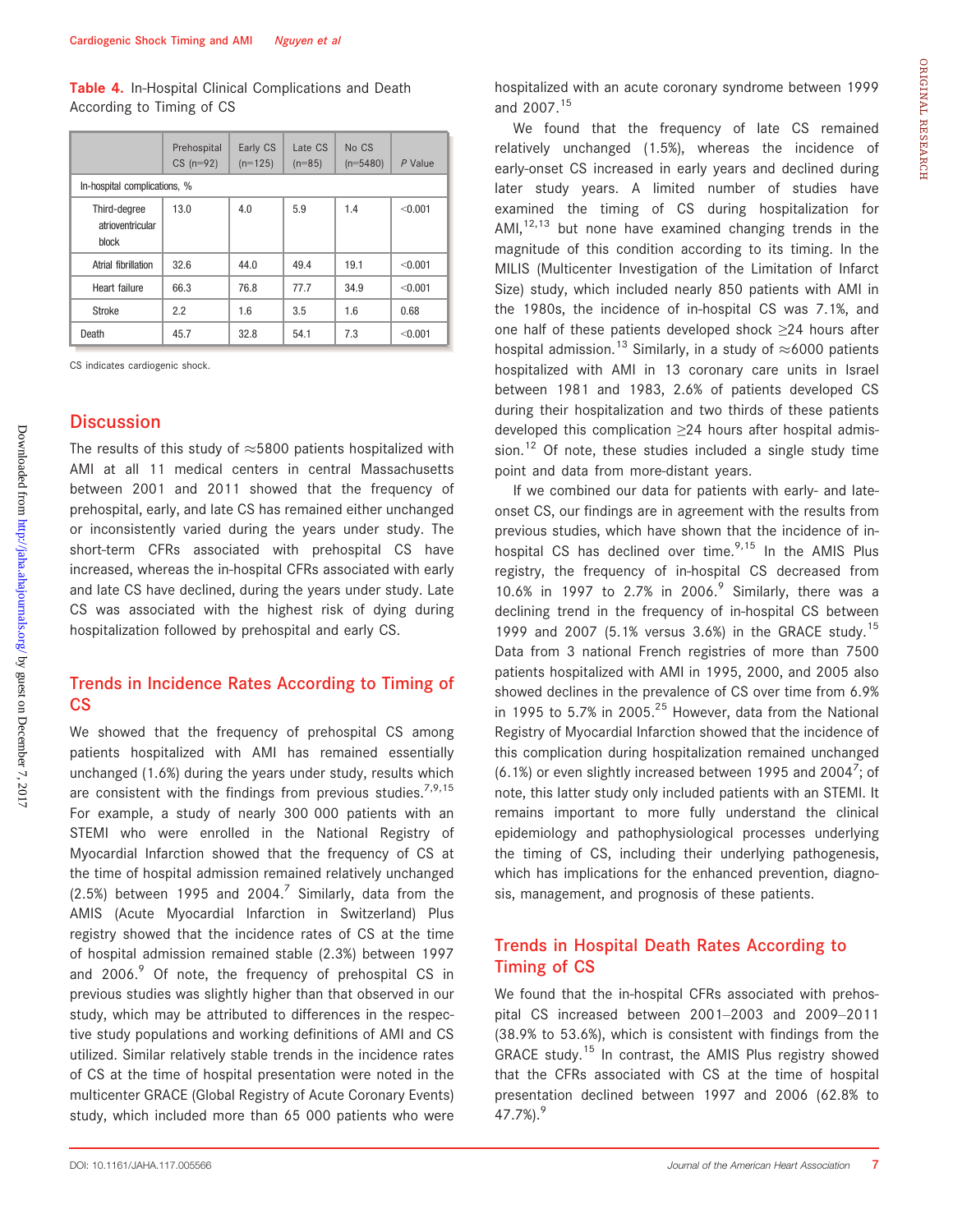**Table 4.** In-Hospital Clinical Complications and Death According to Timing of CS

| | Prehospital CS (n=92) | Early CS (n=125) | Late CS (n=85) | No CS (n=5480) | P Value |
|---|---|---|---|---|---|
| In-hospital complications, % | | | | | |
| Third-degree atrioventricular block | 13.0 | 4.0 | 5.9 | 1.4 | <0.001 |
| Atrial fibrillation | 32.6 | 44.0 | 49.4 | 19.1 | <0.001 |
| Heart failure | 66.3 | 76.8 | 77.7 | 34.9 | <0.001 |
| Stroke | 2.2 | 1.6 | 3.5 | 1.6 | 0.68 |
| Death | 45.7 | 32.8 | 54.1 | 7.3 | <0.001 |

CS indicates cardiogenic shock.

## Discussion

The results of this study of ≈5800 patients hospitalized with AMI at all 11 medical centers in central Massachusetts between 2001 and 2011 showed that the frequency of prehospital, early, and late CS has remained either unchanged or inconsistently varied during the years under study. The short-term CFRs associated with prehospital CS have increased, whereas the in-hospital CFRs associated with early and late CS have declined, during the years under study. Late CS was associated with the highest risk of dying during hospitalization followed by prehospital and early CS.

### Trends in Incidence Rates According to Timing of CS

We showed that the frequency of prehospital CS among patients hospitalized with AMI has remained essentially unchanged (1.6%) during the years under study, results which are consistent with the findings from previous studies.[7,9,15] For example, a study of nearly 300 000 patients with an STEMI who were enrolled in the National Registry of Myocardial Infarction showed that the frequency of CS at the time of hospital admission remained relatively unchanged (2.5%) between 1995 and 2004.[7] Similarly, data from the AMIS (Acute Myocardial Infarction in Switzerland) Plus registry showed that the incidence rates of CS at the time of hospital admission remained stable (2.3%) between 1997 and 2006.[9] Of note, the frequency of prehospital CS in previous studies was slightly higher than that observed in our study, which may be attributed to differences in the respective study populations and working definitions of AMI and CS utilized. Similar relatively stable trends in the incidence rates of CS at the time of hospital presentation were noted in the multicenter GRACE (Global Registry of Acute Coronary Events) study, which included more than 65 000 patients who were hospitalized with an acute coronary syndrome between 1999 and 2007.[15]

We found that the frequency of late CS remained relatively unchanged (1.5%), whereas the incidence of early-onset CS increased in early years and declined during later study years. A limited number of studies have examined the timing of CS during hospitalization for AMI,[12,13] but none have examined changing trends in the magnitude of this condition according to its timing. In the MILIS (Multicenter Investigation of the Limitation of Infarct Size) study, which included nearly 850 patients with AMI in the 1980s, the incidence of in-hospital CS was 7.1%, and one half of these patients developed shock ≥24 hours after hospital admission.[13] Similarly, in a study of ≈6000 patients hospitalized with AMI in 13 coronary care units in Israel between 1981 and 1983, 2.6% of patients developed CS during their hospitalization and two thirds of these patients developed this complication ≥24 hours after hospital admission.[12] Of note, these studies included a single study time point and data from more-distant years.

If we combined our data for patients with early- and late-onset CS, our findings are in agreement with the results from previous studies, which have shown that the incidence of in-hospital CS has declined over time.[9,15] In the AMIS Plus registry, the frequency of in-hospital CS decreased from 10.6% in 1997 to 2.7% in 2006.[9] Similarly, there was a declining trend in the frequency of in-hospital CS between 1999 and 2007 (5.1% versus 3.6%) in the GRACE study.[15] Data from 3 national French registries of more than 7500 patients hospitalized with AMI in 1995, 2000, and 2005 also showed declines in the prevalence of CS over time from 6.9% in 1995 to 5.7% in 2005.[25] However, data from the National Registry of Myocardial Infarction showed that the incidence of this complication during hospitalization remained unchanged (6.1%) or even slightly increased between 1995 and 2004[7]; of note, this latter study only included patients with an STEMI. It remains important to more fully understand the clinical epidemiology and pathophysiological processes underlying the timing of CS, including their underlying pathogenesis, which has implications for the enhanced prevention, diagnosis, management, and prognosis of these patients.

### Trends in Hospital Death Rates According to Timing of CS

We found that the in-hospital CFRs associated with prehospital CS increased between 2001–2003 and 2009–2011 (38.9% to 53.6%), which is consistent with findings from the GRACE study.[15] In contrast, the AMIS Plus registry showed that the CFRs associated with CS at the time of hospital presentation declined between 1997 and 2006 (62.8% to 47.7%).[9]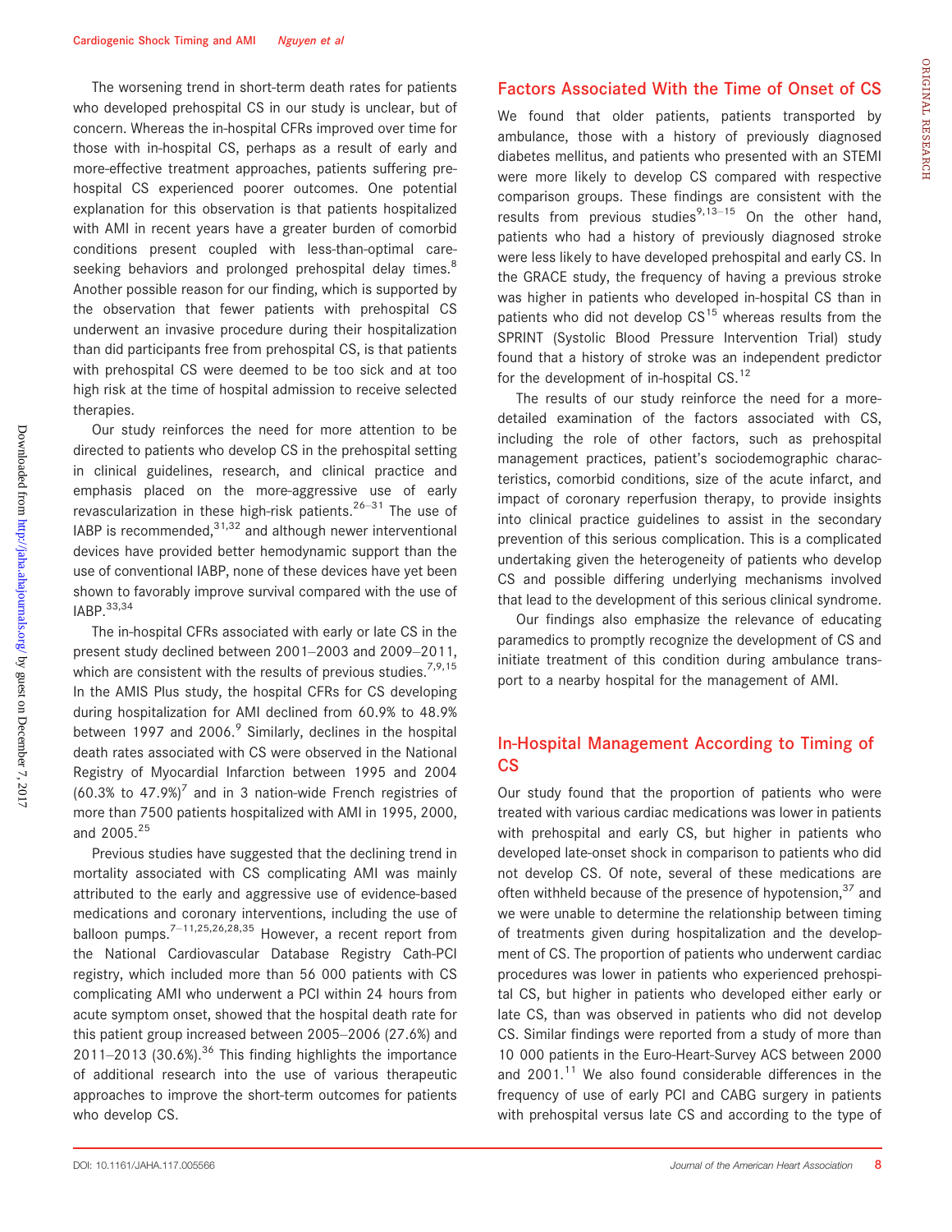The worsening trend in short-term death rates for patients who developed prehospital CS in our study is unclear, but of concern. Whereas the in-hospital CFRs improved over time for those with in-hospital CS, perhaps as a result of early and more-effective treatment approaches, patients suffering prehospital CS experienced poorer outcomes. One potential explanation for this observation is that patients hospitalized with AMI in recent years have a greater burden of comorbid conditions present coupled with less-than-optimal care-seeking behaviors and prolonged prehospital delay times.[8] Another possible reason for our finding, which is supported by the observation that fewer patients with prehospital CS underwent an invasive procedure during their hospitalization than did participants free from prehospital CS, is that patients with prehospital CS were deemed to be too sick and at too high risk at the time of hospital admission to receive selected therapies.

Our study reinforces the need for more attention to be directed to patients who develop CS in the prehospital setting in clinical guidelines, research, and clinical practice and emphasis placed on the more-aggressive use of early revascularization in these high-risk patients.[26–31] The use of IABP is recommended,[31,32] and although newer interventional devices have provided better hemodynamic support than the use of conventional IABP, none of these devices have yet been shown to favorably improve survival compared with the use of IABP.[33,34]

The in-hospital CFRs associated with early or late CS in the present study declined between 2001–2003 and 2009–2011, which are consistent with the results of previous studies.[7,9,15] In the AMIS Plus study, the hospital CFRs for CS developing during hospitalization for AMI declined from 60.9% to 48.9% between 1997 and 2006.[9] Similarly, declines in the hospital death rates associated with CS were observed in the National Registry of Myocardial Infarction between 1995 and 2004 (60.3% to 47.9%)[7] and in 3 nation-wide French registries of more than 7500 patients hospitalized with AMI in 1995, 2000, and 2005.[25]

Previous studies have suggested that the declining trend in mortality associated with CS complicating AMI was mainly attributed to the early and aggressive use of evidence-based medications and coronary interventions, including the use of balloon pumps.[7–11,25,26,28,35] However, a recent report from the National Cardiovascular Database Registry Cath-PCI registry, which included more than 56 000 patients with CS complicating AMI who underwent a PCI within 24 hours from acute symptom onset, showed that the hospital death rate for this patient group increased between 2005–2006 (27.6%) and 2011–2013 (30.6%).[36] This finding highlights the importance of additional research into the use of various therapeutic approaches to improve the short-term outcomes for patients who develop CS.

## Factors Associated With the Time of Onset of CS

We found that older patients, patients transported by ambulance, those with a history of previously diagnosed diabetes mellitus, and patients who presented with an STEMI were more likely to develop CS compared with respective comparison groups. These findings are consistent with the results from previous studies[9,13–15] On the other hand, patients who had a history of previously diagnosed stroke were less likely to have developed prehospital and early CS. In the GRACE study, the frequency of having a previous stroke was higher in patients who developed in-hospital CS than in patients who did not develop CS[15] whereas results from the SPRINT (Systolic Blood Pressure Intervention Trial) study found that a history of stroke was an independent predictor for the development of in-hospital CS.[12]

The results of our study reinforce the need for a more-detailed examination of the factors associated with CS, including the role of other factors, such as prehospital management practices, patient's sociodemographic characteristics, comorbid conditions, size of the acute infarct, and impact of coronary reperfusion therapy, to provide insights into clinical practice guidelines to assist in the secondary prevention of this serious complication. This is a complicated undertaking given the heterogeneity of patients who develop CS and possible differing underlying mechanisms involved that lead to the development of this serious clinical syndrome.

Our findings also emphasize the relevance of educating paramedics to promptly recognize the development of CS and initiate treatment of this condition during ambulance transport to a nearby hospital for the management of AMI.

## In-Hospital Management According to Timing of CS

Our study found that the proportion of patients who were treated with various cardiac medications was lower in patients with prehospital and early CS, but higher in patients who developed late-onset shock in comparison to patients who did not develop CS. Of note, several of these medications are often withheld because of the presence of hypotension,[37] and we were unable to determine the relationship between timing of treatments given during hospitalization and the development of CS. The proportion of patients who underwent cardiac procedures was lower in patients who experienced prehospital CS, but higher in patients who developed either early or late CS, than was observed in patients who did not develop CS. Similar findings were reported from a study of more than 10 000 patients in the Euro-Heart-Survey ACS between 2000 and 2001.[11] We also found considerable differences in the frequency of use of early PCI and CABG surgery in patients with prehospital versus late CS and according to the type of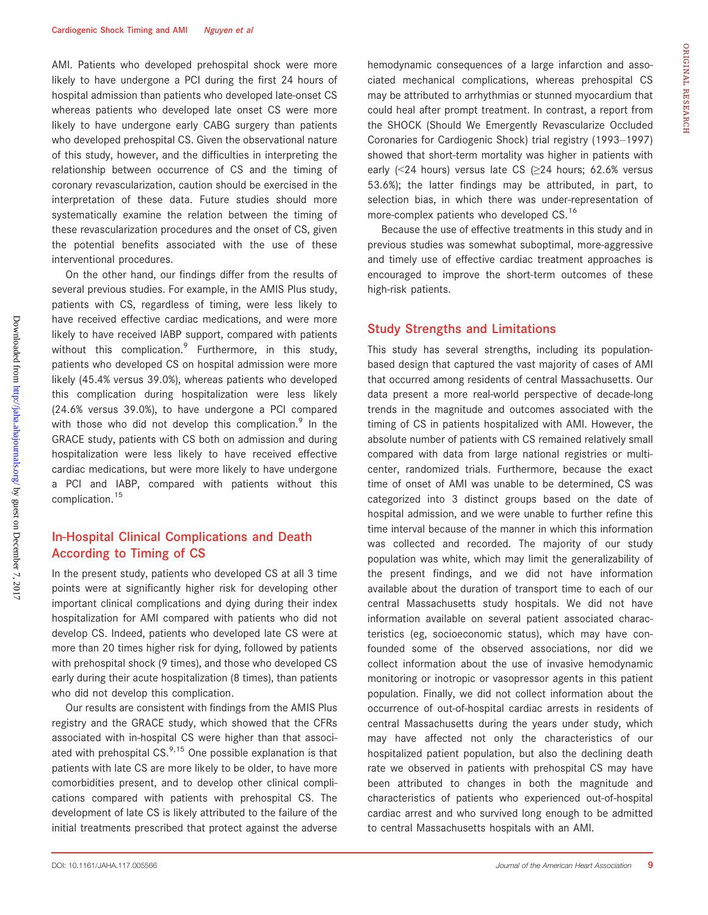AMI. Patients who developed prehospital shock were more likely to have undergone a PCI during the first 24 hours of hospital admission than patients who developed late-onset CS whereas patients who developed late onset CS were more likely to have undergone early CABG surgery than patients who developed prehospital CS. Given the observational nature of this study, however, and the difficulties in interpreting the relationship between occurrence of CS and the timing of coronary revascularization, caution should be exercised in the interpretation of these data. Future studies should more systematically examine the relation between the timing of these revascularization procedures and the onset of CS, given the potential benefits associated with the use of these interventional procedures.

On the other hand, our findings differ from the results of several previous studies. For example, in the AMIS Plus study, patients with CS, regardless of timing, were less likely to have received effective cardiac medications, and were more likely to have received IABP support, compared with patients without this complication.[9] Furthermore, in this study, patients who developed CS on hospital admission were more likely (45.4% versus 39.0%), whereas patients who developed this complication during hospitalization were less likely (24.6% versus 39.0%), to have undergone a PCI compared with those who did not develop this complication.[9] In the GRACE study, patients with CS both on admission and during hospitalization were less likely to have received effective cardiac medications, but were more likely to have undergone a PCI and IABP, compared with patients without this complication.[15]

## In-Hospital Clinical Complications and Death According to Timing of CS

In the present study, patients who developed CS at all 3 time points were at significantly higher risk for developing other important clinical complications and dying during their index hospitalization for AMI compared with patients who did not develop CS. Indeed, patients who developed late CS were at more than 20 times higher risk for dying, followed by patients with prehospital shock (9 times), and those who developed CS early during their acute hospitalization (8 times), than patients who did not develop this complication.

Our results are consistent with findings from the AMIS Plus registry and the GRACE study, which showed that the CFRs associated with in-hospital CS were higher than that associated with prehospital CS.[9,15] One possible explanation is that patients with late CS are more likely to be older, to have more comorbidities present, and to develop other clinical complications compared with patients with prehospital CS. The development of late CS is likely attributed to the failure of the initial treatments prescribed that protect against the adverse hemodynamic consequences of a large infarction and associated mechanical complications, whereas prehospital CS may be attributed to arrhythmias or stunned myocardium that could heal after prompt treatment. In contrast, a report from the SHOCK (Should We Emergently Revascularize Occluded Coronaries for Cardiogenic Shock) trial registry (1993–1997) showed that short-term mortality was higher in patients with early (<24 hours) versus late CS (≥24 hours; 62.6% versus 53.6%); the latter findings may be attributed, in part, to selection bias, in which there was under-representation of more-complex patients who developed CS.[16]

Because the use of effective treatments in this study and in previous studies was somewhat suboptimal, more-aggressive and timely use of effective cardiac treatment approaches is encouraged to improve the short-term outcomes of these high-risk patients.

## Study Strengths and Limitations

This study has several strengths, including its population-based design that captured the vast majority of cases of AMI that occurred among residents of central Massachusetts. Our data present a more real-world perspective of decade-long trends in the magnitude and outcomes associated with the timing of CS in patients hospitalized with AMI. However, the absolute number of patients with CS remained relatively small compared with data from large national registries or multicenter, randomized trials. Furthermore, because the exact time of onset of AMI was unable to be determined, CS was categorized into 3 distinct groups based on the date of hospital admission, and we were unable to further refine this time interval because of the manner in which this information was collected and recorded. The majority of our study population was white, which may limit the generalizability of the present findings, and we did not have information available about the duration of transport time to each of our central Massachusetts study hospitals. We did not have information available on several patient associated characteristics (eg, socioeconomic status), which may have confounded some of the observed associations, nor did we collect information about the use of invasive hemodynamic monitoring or inotropic or vasopressor agents in this patient population. Finally, we did not collect information about the occurrence of out-of-hospital cardiac arrests in residents of central Massachusetts during the years under study, which may have affected not only the characteristics of our hospitalized patient population, but also the declining death rate we observed in patients with prehospital CS may have been attributed to changes in both the magnitude and characteristics of patients who experienced out-of-hospital cardiac arrest and who survived long enough to be admitted to central Massachusetts hospitals with an AMI.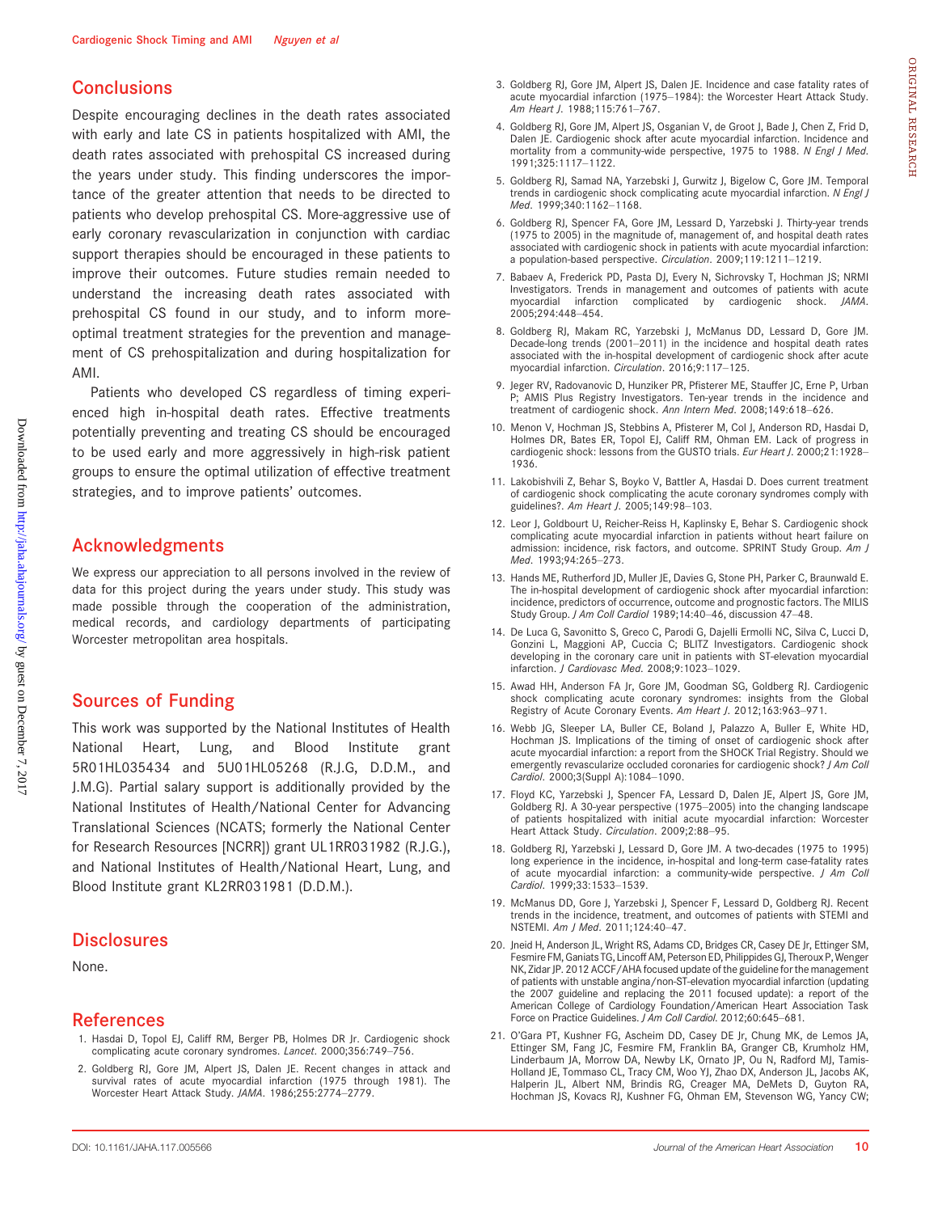## Conclusions

Despite encouraging declines in the death rates associated with early and late CS in patients hospitalized with AMI, the death rates associated with prehospital CS increased during the years under study. This finding underscores the importance of the greater attention that needs to be directed to patients who develop prehospital CS. More-aggressive use of early coronary revascularization in conjunction with cardiac support therapies should be encouraged in these patients to improve their outcomes. Future studies remain needed to understand the increasing death rates associated with prehospital CS found in our study, and to inform more-optimal treatment strategies for the prevention and management of CS prehospitalization and during hospitalization for AMI.

Patients who developed CS regardless of timing experienced high in-hospital death rates. Effective treatments potentially preventing and treating CS should be encouraged to be used early and more aggressively in high-risk patient groups to ensure the optimal utilization of effective treatment strategies, and to improve patients' outcomes.

## Acknowledgments

We express our appreciation to all persons involved in the review of data for this project during the years under study. This study was made possible through the cooperation of the administration, medical records, and cardiology departments of participating Worcester metropolitan area hospitals.

## Sources of Funding

This work was supported by the National Institutes of Health National Heart, Lung, and Blood Institute grant 5R01HL035434 and 5U01HL05268 (R.J.G, D.D.M., and J.M.G). Partial salary support is additionally provided by the National Institutes of Health/National Center for Advancing Translational Sciences (NCATS; formerly the National Center for Research Resources [NCRR]) grant UL1RR031982 (R.J.G.), and National Institutes of Health/National Heart, Lung, and Blood Institute grant KL2RR031981 (D.D.M.).

## Disclosures

None.

## References

1. Hasdai D, Topol EJ, Califf RM, Berger PB, Holmes DR Jr. Cardiogenic shock complicating acute coronary syndromes. *Lancet*. 2000;356:749–756.
2. Goldberg RJ, Gore JM, Alpert JS, Dalen JE. Recent changes in attack and survival rates of acute myocardial infarction (1975 through 1981). The Worcester Heart Attack Study. *JAMA*. 1986;255:2774–2779.
3. Goldberg RJ, Gore JM, Alpert JS, Dalen JE. Incidence and case fatality rates of acute myocardial infarction (1975–1984): the Worcester Heart Attack Study. *Am Heart J*. 1988;115:761–767.
4. Goldberg RJ, Gore JM, Alpert JS, Osganian V, de Groot J, Bade J, Chen Z, Frid D, Dalen JE. Cardiogenic shock after acute myocardial infarction. Incidence and mortality from a community-wide perspective, 1975 to 1988. *N Engl J Med*. 1991;325:1117–1122.
5. Goldberg RJ, Samad NA, Yarzebski J, Gurwitz J, Bigelow C, Gore JM. Temporal trends in cardiogenic shock complicating acute myocardial infarction. *N Engl J Med*. 1999;340:1162–1168.
6. Goldberg RJ, Spencer FA, Gore JM, Lessard D, Yarzebski J. Thirty-year trends (1975 to 2005) in the magnitude of, management of, and hospital death rates associated with cardiogenic shock in patients with acute myocardial infarction: a population-based perspective. *Circulation*. 2009;119:1211–1219.
7. Babaev A, Frederick PD, Pasta DJ, Every N, Sichrovsky T, Hochman JS; NRMI Investigators. Trends in management and outcomes of patients with acute myocardial infarction complicated by cardiogenic shock. *JAMA*. 2005;294:448–454.
8. Goldberg RJ, Makam RC, Yarzebski J, McManus DD, Lessard D, Gore JM. Decade-long trends (2001–2011) in the incidence and hospital death rates associated with the in-hospital development of cardiogenic shock after acute myocardial infarction. *Circulation*. 2016;9:117–125.
9. Jeger RV, Radovanovic D, Hunziker PR, Pfisterer ME, Stauffer JC, Erne P, Urban P; AMIS Plus Registry Investigators. Ten-year trends in the incidence and treatment of cardiogenic shock. *Ann Intern Med*. 2008;149:618–626.
10. Menon V, Hochman JS, Stebbins A, Pfisterer M, Col J, Anderson RD, Hasdai D, Holmes DR, Bates ER, Topol EJ, Califf RM, Ohman EM. Lack of progress in cardiogenic shock: lessons from the GUSTO trials. *Eur Heart J*. 2000;21:1928–1936.
11. Lakobishvili Z, Behar S, Boyko V, Battler A, Hasdai D. Does current treatment of cardiogenic shock complicating the acute coronary syndromes comply with guidelines?. *Am Heart J*. 2005;149:98–103.
12. Leor J, Goldbourt U, Reicher-Reiss H, Kaplinsky E, Behar S. Cardiogenic shock complicating acute myocardial infarction in patients without heart failure on admission: incidence, risk factors, and outcome. SPRINT Study Group. *Am J Med*. 1993;94:265–273.
13. Hands ME, Rutherford JD, Muller JE, Davies G, Stone PH, Parker C, Braunwald E. The in-hospital development of cardiogenic shock after myocardial infarction: incidence, predictors of occurrence, outcome and prognostic factors. The MILIS Study Group. *J Am Coll Cardiol* 1989;14:40–46, discussion 47–48.
14. De Luca G, Savonitto S, Greco C, Parodi G, Dajelli Ermolli NC, Silva C, Lucci D, Gonzini L, Maggioni AP, Cuccia C; BLITZ Investigators. Cardiogenic shock developing in the coronary care unit in patients with ST-elevation myocardial infarction. *J Cardiovasc Med*. 2008;9:1023–1029.
15. Awad HH, Anderson FA Jr, Gore JM, Goodman SG, Goldberg RJ. Cardiogenic shock complicating acute coronary syndromes: insights from the Global Registry of Acute Coronary Events. *Am Heart J*. 2012;163:963–971.
16. Webb JG, Sleeper LA, Buller CE, Boland J, Palazzo A, Buller E, White HD, Hochman JS. Implications of the timing of onset of cardiogenic shock after acute myocardial infarction: a report from the SHOCK Trial Registry. Should we emergently revascularize occluded coronaries for cardiogenic shock? *J Am Coll Cardiol*. 2000;3(Suppl A):1084–1090.
17. Floyd KC, Yarzebski J, Spencer FA, Lessard D, Dalen JE, Alpert JS, Gore JM, Goldberg RJ. A 30-year perspective (1975–2005) into the changing landscape of patients hospitalized with initial acute myocardial infarction: Worcester Heart Attack Study. *Circulation*. 2009;2:88–95.
18. Goldberg RJ, Yarzebski J, Lessard D, Gore JM. A two-decades (1975 to 1995) long experience in the incidence, in-hospital and long-term case-fatality rates of acute myocardial infarction: a community-wide perspective. *J Am Coll Cardiol*. 1999;33:1533–1539.
19. McManus DD, Gore J, Yarzebski J, Spencer F, Lessard D, Goldberg RJ. Recent trends in the incidence, treatment, and outcomes of patients with STEMI and NSTEMI. *Am J Med*. 2011;124:40–47.
20. Jneid H, Anderson JL, Wright RS, Adams CD, Bridges CR, Casey DE Jr, Ettinger SM, Fesmire FM, Ganiats TG, Lincoff AM, Peterson ED, Philippides GJ, Theroux P, Wenger NK, Zidar JP. 2012 ACCF/AHA focused update of the guideline for the management of patients with unstable angina/non-ST-elevation myocardial infarction (updating the 2007 guideline and replacing the 2011 focused update): a report of the American College of Cardiology Foundation/American Heart Association Task Force on Practice Guidelines. *J Am Coll Cardiol*. 2012;60:645–681.
21. O'Gara PT, Kushner FG, Ascheim DD, Casey DE Jr, Chung MK, de Lemos JA, Ettinger SM, Fang JC, Fesmire FM, Franklin BA, Granger CB, Krumholz HM, Linderbaum JA, Morrow DA, Newby LK, Ornato JP, Ou N, Radford MJ, Tamis-Holland JE, Tommaso CL, Tracy CM, Woo YJ, Zhao DX, Anderson JL, Jacobs AK, Halperin JL, Albert NM, Brindis RG, Creager MA, DeMets D, Guyton RA, Hochman JS, Kovacs RJ, Kushner FG, Ohman EM, Stevenson WG, Yancy CW;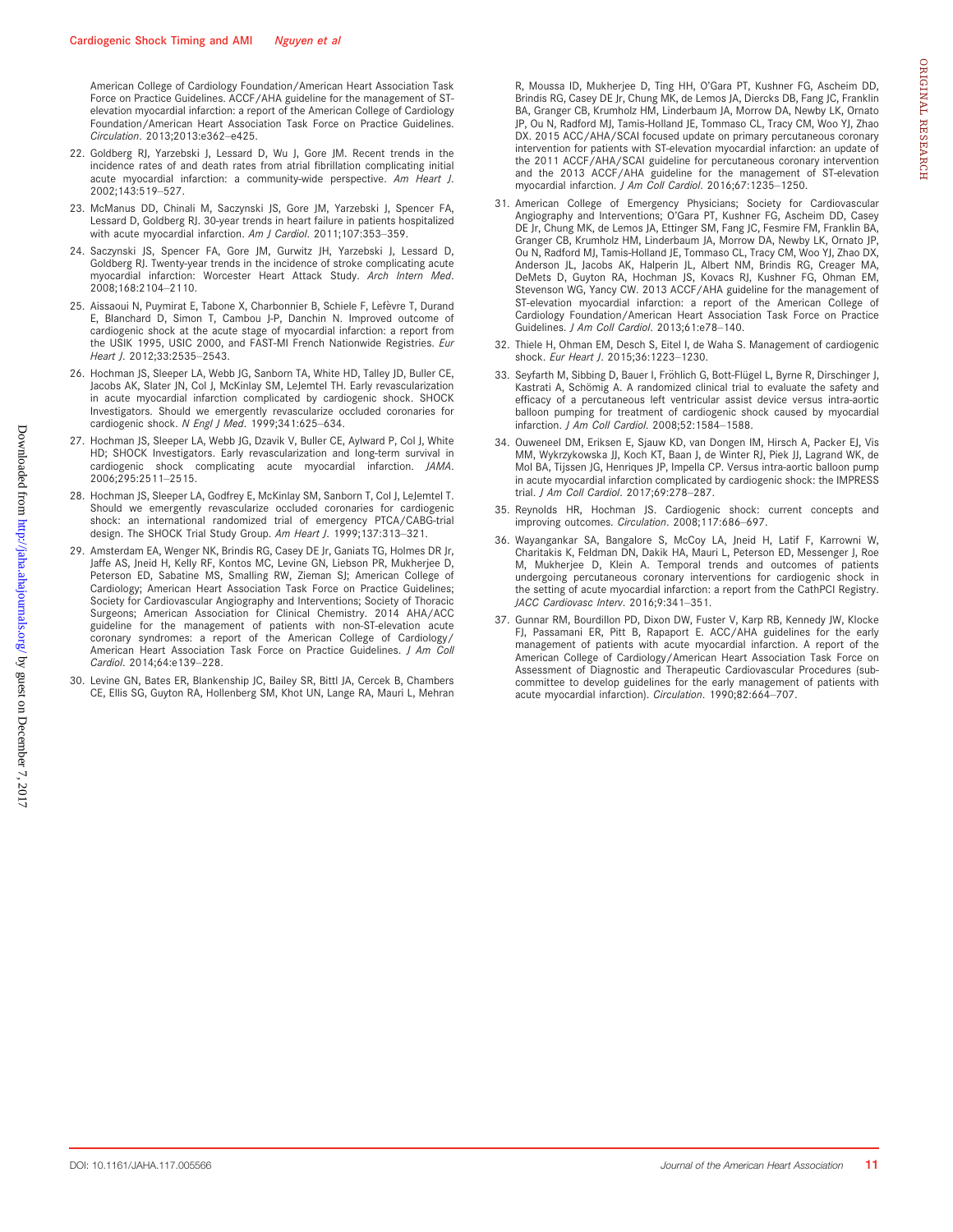American College of Cardiology Foundation/American Heart Association Task Force on Practice Guidelines. ACCF/AHA guideline for the management of ST-elevation myocardial infarction: a report of the American College of Cardiology Foundation/American Heart Association Task Force on Practice Guidelines. *Circulation*. 2013;2013:e362–e425.

22. Goldberg RJ, Yarzebski J, Lessard D, Wu J, Gore JM. Recent trends in the incidence rates of and death rates from atrial fibrillation complicating initial acute myocardial infarction: a community-wide perspective. *Am Heart J*. 2002;143:519–527.
23. McManus DD, Chinali M, Saczynski JS, Gore JM, Yarzebski J, Spencer FA, Lessard D, Goldberg RJ. 30-year trends in heart failure in patients hospitalized with acute myocardial infarction. *Am J Cardiol*. 2011;107:353–359.
24. Saczynski JS, Spencer FA, Gore JM, Gurwitz JH, Yarzebski J, Lessard D, Goldberg RJ. Twenty-year trends in the incidence of stroke complicating acute myocardial infarction: Worcester Heart Attack Study. *Arch Intern Med*. 2008;168:2104–2110.
25. Aissaoui N, Puymirat E, Tabone X, Charbonnier B, Schiele F, Lefèvre T, Durand E, Blanchard D, Simon T, Cambou J-P, Danchin N. Improved outcome of cardiogenic shock at the acute stage of myocardial infarction: a report from the USIK 1995, USIC 2000, and FAST-MI French Nationwide Registries. *Eur Heart J*. 2012;33:2535–2543.
26. Hochman JS, Sleeper LA, Webb JG, Sanborn TA, White HD, Talley JD, Buller CE, Jacobs AK, Slater JN, Col J, McKinlay SM, LeJemtel TH. Early revascularization in acute myocardial infarction complicated by cardiogenic shock. SHOCK Investigators. Should we emergently revascularize occluded coronaries for cardiogenic shock. *N Engl J Med*. 1999;341:625–634.
27. Hochman JS, Sleeper LA, Webb JG, Dzavik V, Buller CE, Aylward P, Col J, White HD; SHOCK Investigators. Early revascularization and long-term survival in cardiogenic shock complicating acute myocardial infarction. *JAMA*. 2006;295:2511–2515.
28. Hochman JS, Sleeper LA, Godfrey E, McKinlay SM, Sanborn T, Col J, LeJemtel T. Should we emergently revascularize occluded coronaries for cardiogenic shock: an international randomized trial of emergency PTCA/CABG-trial design. The SHOCK Trial Study Group. *Am Heart J*. 1999;137:313–321.
29. Amsterdam EA, Wenger NK, Brindis RG, Casey DE Jr, Ganiats TG, Holmes DR Jr, Jaffe AS, Jneid H, Kelly RF, Kontos MC, Levine GN, Liebson PR, Mukherjee D, Peterson ED, Sabatine MS, Smalling RW, Zieman SJ; American College of Cardiology; American Heart Association Task Force on Practice Guidelines; Society for Cardiovascular Angiography and Interventions; Society of Thoracic Surgeons; American Association for Clinical Chemistry. 2014 AHA/ACC guideline for the management of patients with non-ST-elevation acute coronary syndromes: a report of the American College of Cardiology/American Heart Association Task Force on Practice Guidelines. *J Am Coll Cardiol*. 2014;64:e139–228.
30. Levine GN, Bates ER, Blankenship JC, Bailey SR, Bittl JA, Cercek B, Chambers CE, Ellis SG, Guyton RA, Hollenberg SM, Khot UN, Lange RA, Mauri L, Mehran R, Moussa ID, Mukherjee D, Ting HH, O'Gara PT, Kushner FG, Ascheim DD, Brindis RG, Casey DE Jr, Chung MK, de Lemos JA, Diercks DB, Fang JC, Franklin BA, Granger CB, Krumholz HM, Linderbaum JA, Morrow DA, Newby LK, Ornato JP, Ou N, Radford MJ, Tamis-Holland JE, Tommaso CL, Tracy CM, Woo YJ, Zhao DX. 2015 ACC/AHA/SCAI focused update on primary percutaneous coronary intervention for patients with ST-elevation myocardial infarction: an update of the 2011 ACCF/AHA/SCAI guideline for percutaneous coronary intervention and the 2013 ACCF/AHA guideline for the management of ST-elevation myocardial infarction. *J Am Coll Cardiol*. 2016;67:1235–1250.
31. American College of Emergency Physicians; Society for Cardiovascular Angiography and Interventions; O'Gara PT, Kushner FG, Ascheim DD, Casey DE Jr, Chung MK, de Lemos JA, Ettinger SM, Fang JC, Fesmire FM, Franklin BA, Granger CB, Krumholz HM, Linderbaum JA, Morrow DA, Newby LK, Ornato JP, Ou N, Radford MJ, Tamis-Holland JE, Tommaso CL, Tracy CM, Woo YJ, Zhao DX, Anderson JL, Jacobs AK, Halperin JL, Albert NM, Brindis RG, Creager MA, DeMets D, Guyton RA, Hochman JS, Kovacs RJ, Kushner FG, Ohman EM, Stevenson WG, Yancy CW. 2013 ACCF/AHA guideline for the management of ST-elevation myocardial infarction: a report of the American College of Cardiology Foundation/American Heart Association Task Force on Practice Guidelines. *J Am Coll Cardiol*. 2013;61:e78–140.
32. Thiele H, Ohman EM, Desch S, Eitel I, de Waha S. Management of cardiogenic shock. *Eur Heart J*. 2015;36:1223–1230.
33. Seyfarth M, Sibbing D, Bauer I, Fröhlich G, Bott-Flügel L, Byrne R, Dirschinger J, Kastrati A, Schömig A. A randomized clinical trial to evaluate the safety and efficacy of a percutaneous left ventricular assist device versus intra-aortic balloon pumping for treatment of cardiogenic shock caused by myocardial infarction. *J Am Coll Cardiol*. 2008;52:1584–1588.
34. Ouweneel DM, Eriksen E, Sjauw KD, van Dongen IM, Hirsch A, Packer EJ, Vis MM, Wykrzykowska JJ, Koch KT, Baan J, de Winter RJ, Piek JJ, Lagrand WK, de Mol BA, Tijssen JG, Henriques JP, Impella CP. Versus intra-aortic balloon pump in acute myocardial infarction complicated by cardiogenic shock: the IMPRESS trial. *J Am Coll Cardiol*. 2017;69:278–287.
35. Reynolds HR, Hochman JS. Cardiogenic shock: current concepts and improving outcomes. *Circulation*. 2008;117:686–697.
36. Wayangankar SA, Bangalore S, McCoy LA, Jneid H, Latif F, Karrowni W, Charitakis K, Feldman DN, Dakik HA, Mauri L, Peterson ED, Messenger J, Roe M, Mukherjee D, Klein A. Temporal trends and outcomes of patients undergoing percutaneous coronary interventions for cardiogenic shock in the setting of acute myocardial infarction: a report from the CathPCI Registry. *JACC Cardiovasc Interv*. 2016;9:341–351.
37. Gunnar RM, Bourdillon PD, Dixon DW, Fuster V, Karp RB, Kennedy JW, Klocke FJ, Passamani ER, Pitt B, Rapaport E. ACC/AHA guidelines for the early management of patients with acute myocardial infarction. A report of the American College of Cardiology/American Heart Association Task Force on Assessment of Diagnostic and Therapeutic Cardiovascular Procedures (subcommittee to develop guidelines for the early management of patients with acute myocardial infarction). *Circulation*. 1990;82:664–707.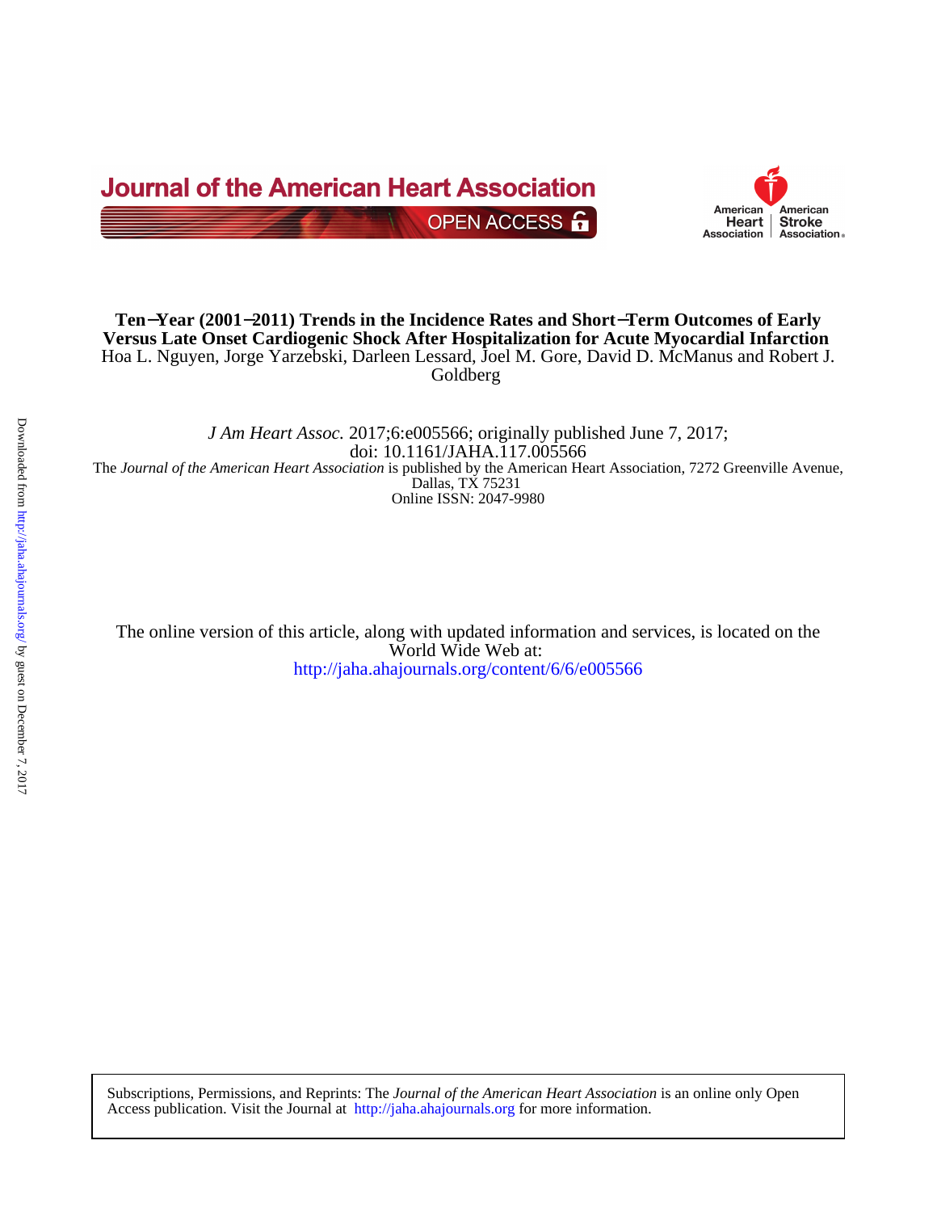Journal of the American Heart Association

OPEN ACCESS

American Heart Association | American Stroke Association

**Ten−Year (2001−2011) Trends in the Incidence Rates and Short−Term Outcomes of Early Versus Late Onset Cardiogenic Shock After Hospitalization for Acute Myocardial Infarction**

Hoa L. Nguyen, Jorge Yarzebski, Darleen Lessard, Joel M. Gore, David D. McManus and Robert J. Goldberg

*J Am Heart Assoc.* 2017;6:e005566; originally published June 7, 2017;
doi: 10.1161/JAHA.117.005566

The *Journal of the American Heart Association* is published by the American Heart Association, 7272 Greenville Avenue, Dallas, TX 75231
Online ISSN: 2047-9980

The online version of this article, along with updated information and services, is located on the World Wide Web at:
http://jaha.ahajournals.org/content/6/6/e005566

Subscriptions, Permissions, and Reprints: The *Journal of the American Heart Association* is an online only Open Access publication. Visit the Journal at http://jaha.ahajournals.org for more information.